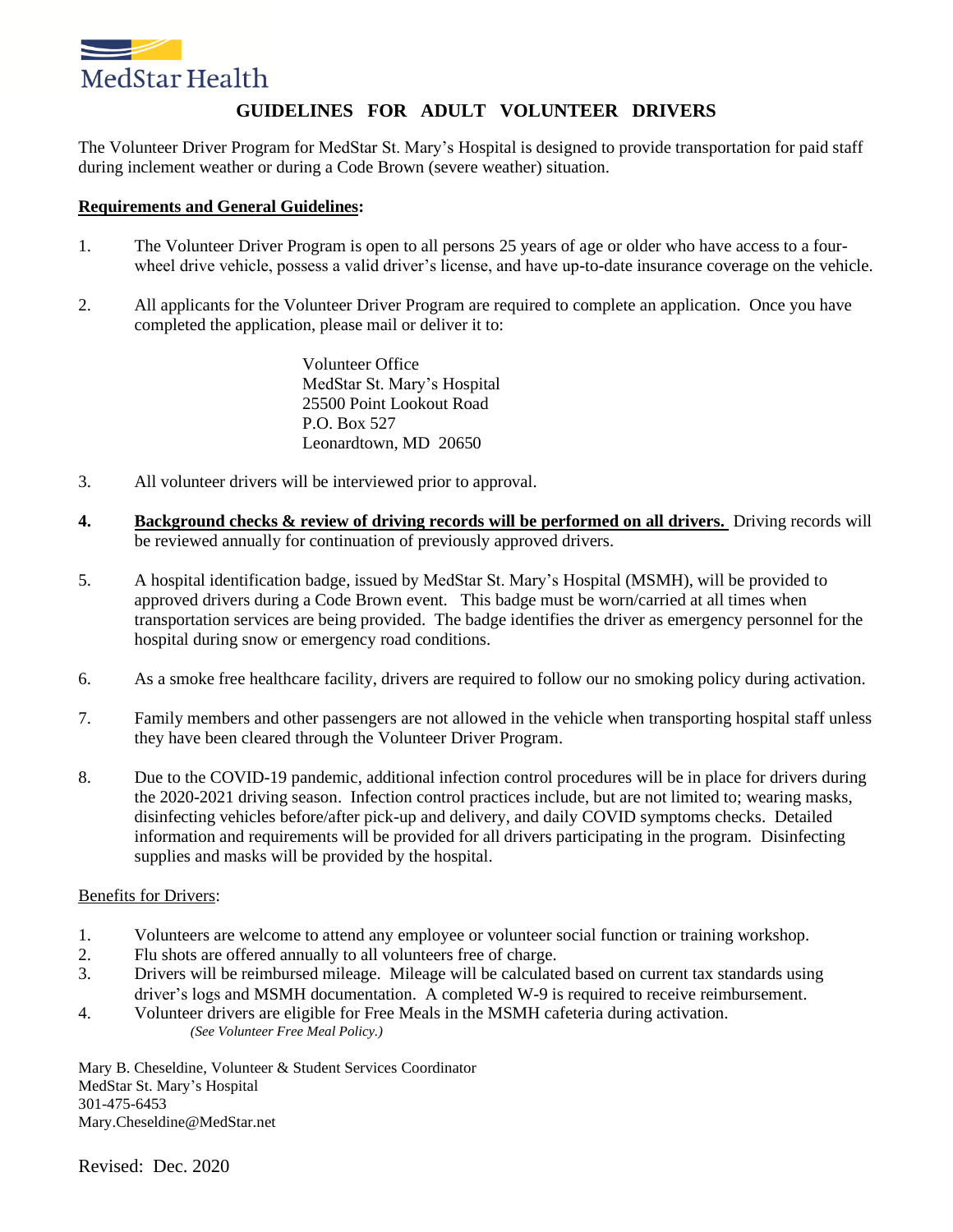MedStar Health

# GUIDELINES FOR ADULT VOLUNTEER DRIVERS

The Volunteer Driver Program for MedStar St. Mary's Hospital is designed to provide transportation for paid staff during inclement weather or during a Code Brown (severe weather) situation.

## Requirements and General Guidelines:

1. The Volunteer Driver Program is open to all persons 25 years of age or older who have access to a four-wheel drive vehicle, possess a valid driver's license, and have up-to-date insurance coverage on the vehicle.

2. All applicants for the Volunteer Driver Program are required to complete an application. Once you have completed the application, please mail or deliver it to:

   Volunteer Office
   MedStar St. Mary's Hospital
   25500 Point Lookout Road
   P.O. Box 527
   Leonardtown, MD 20650

3. All volunteer drivers will be interviewed prior to approval.

4. **Background checks & review of driving records will be performed on all drivers.** Driving records will be reviewed annually for continuation of previously approved drivers.

5. A hospital identification badge, issued by MedStar St. Mary's Hospital (MSMH), will be provided to approved drivers during a Code Brown event. This badge must be worn/carried at all times when transportation services are being provided. The badge identifies the driver as emergency personnel for the hospital during snow or emergency road conditions.

6. As a smoke free healthcare facility, drivers are required to follow our no smoking policy during activation.

7. Family members and other passengers are not allowed in the vehicle when transporting hospital staff unless they have been cleared through the Volunteer Driver Program.

8. Due to the COVID-19 pandemic, additional infection control procedures will be in place for drivers during the 2020-2021 driving season. Infection control practices include, but are not limited to; wearing masks, disinfecting vehicles before/after pick-up and delivery, and daily COVID symptoms checks. Detailed information and requirements will be provided for all drivers participating in the program. Disinfecting supplies and masks will be provided by the hospital.

## Benefits for Drivers:

1. Volunteers are welcome to attend any employee or volunteer social function or training workshop.
2. Flu shots are offered annually to all volunteers free of charge.
3. Drivers will be reimbursed mileage. Mileage will be calculated based on current tax standards using driver's logs and MSMH documentation. A completed W-9 is required to receive reimbursement.
4. Volunteer drivers are eligible for Free Meals in the MSMH cafeteria during activation.
   *(See Volunteer Free Meal Policy.)*

Mary B. Cheseldine, Volunteer & Student Services Coordinator
MedStar St. Mary's Hospital
301-475-6453
Mary.Cheseldine@MedStar.net

Revised: Dec. 2020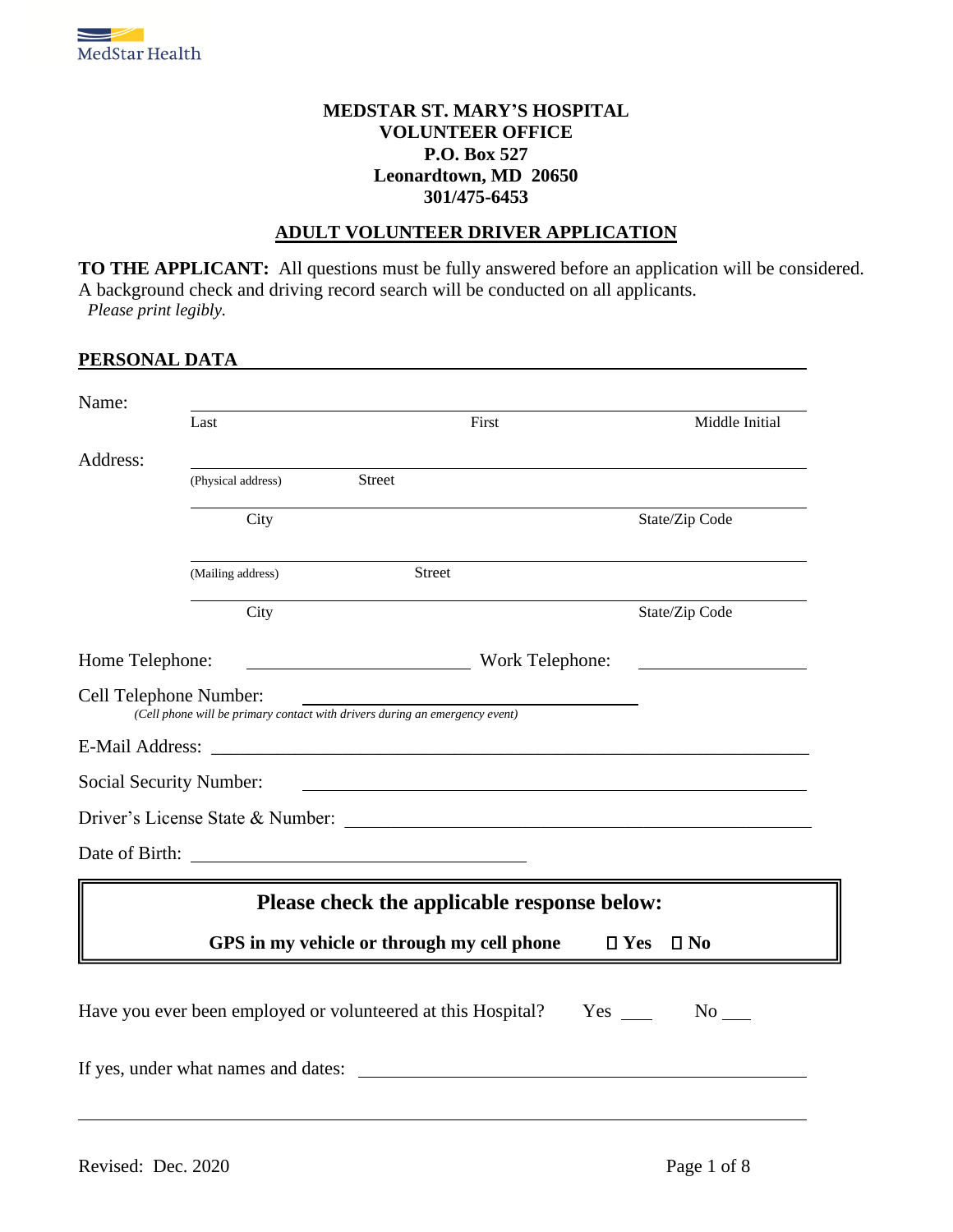**MEDSTAR ST. MARY'S HOSPITAL**
**VOLUNTEER OFFICE**
**P.O. Box 527**
**Leonardtown, MD 20650**
**301/475-6453**

## ADULT VOLUNTEER DRIVER APPLICATION

**TO THE APPLICANT:** All questions must be fully answered before an application will be considered. A background check and driving record search will be conducted on all applicants.
*Please print legibly.*

### PERSONAL DATA

Name: ______________________________________________
Last First Middle Initial

Address: ______________________________________________
(Physical address) Street

______________________________________________
City State/Zip Code

______________________________________________
(Mailing address) Street

______________________________________________
City State/Zip Code

Home Telephone: ____________________ Work Telephone: ____________________

Cell Telephone Number: ______________________________
*(Cell phone will be primary contact with drivers during an emergency event)*

E-Mail Address: ______________________________________________

Social Security Number: ______________________________________________

Driver's License State & Number: ______________________________________________

Date of Birth: ______________________________

**Please check the applicable response below:**

**GPS in my vehicle or through my cell phone** ☐ **Yes** ☐ **No**

Have you ever been employed or volunteered at this Hospital? Yes ___ No ___

If yes, under what names and dates: ______________________________________________

______________________________________________

Revised: Dec. 2020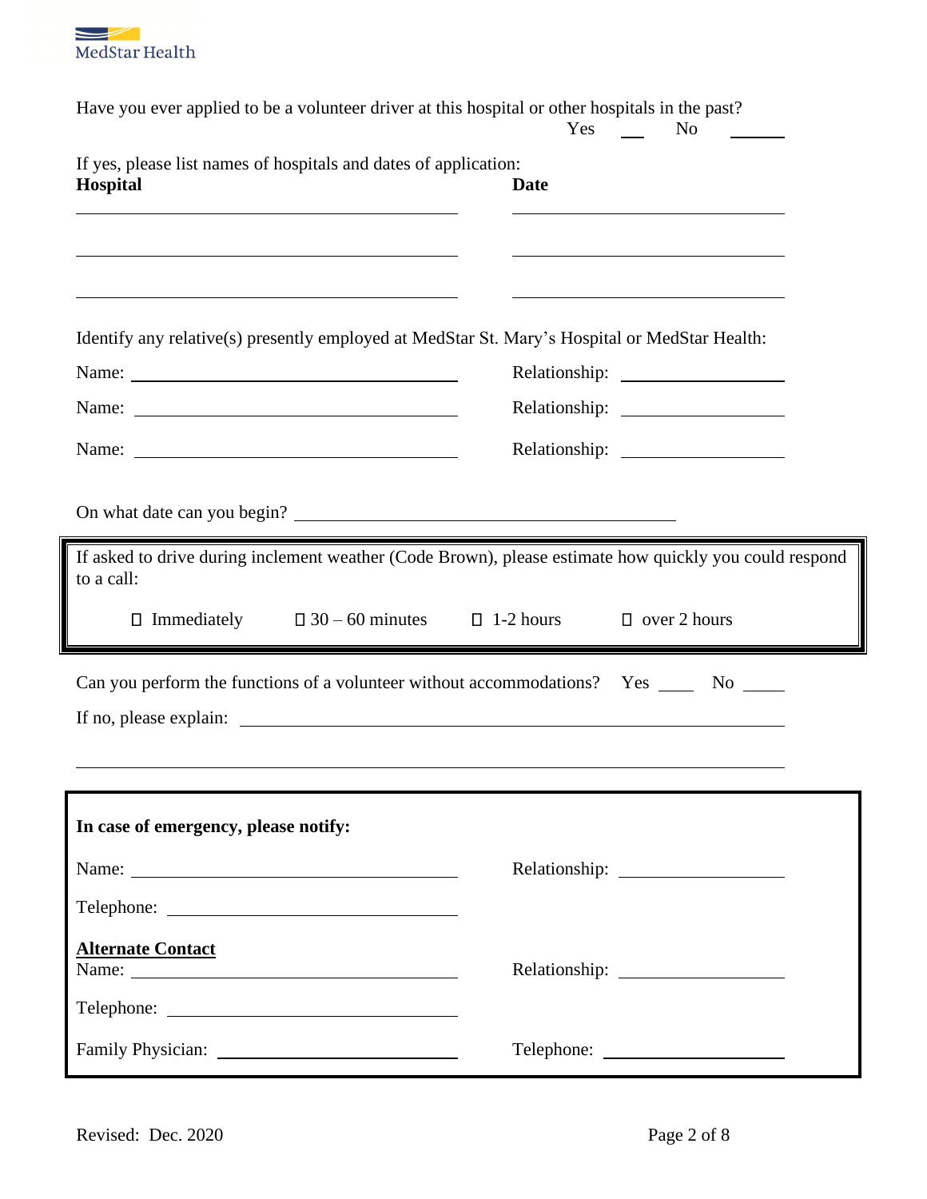Have you ever applied to be a volunteer driver at this hospital or other hospitals in the past?
Yes ____ No ______

If yes, please list names of hospitals and dates of application:

| **Hospital** | **Date** |
|---|---|
| | |
| | |
| | |

Identify any relative(s) presently employed at MedStar St. Mary's Hospital or MedStar Health:

Name: ______________________ Relationship: ______________

Name: ______________________ Relationship: ______________

Name: ______________________ Relationship: ______________

On what date can you begin? ______________________

If asked to drive during inclement weather (Code Brown), please estimate how quickly you could respond to a call:

☐ Immediately ☐ 30 – 60 minutes ☐ 1-2 hours ☐ over 2 hours

Can you perform the functions of a volunteer without accommodations? Yes ____ No ____

If no, please explain: ______________________

______________________

**In case of emergency, please notify:**

Name: ______________________ Relationship: ______________

Telephone: ______________________

**Alternate Contact**

Name: ______________________ Relationship: ______________

Telephone: ______________________

Family Physician: ______________________ Telephone: ______________

Revised: Dec. 2020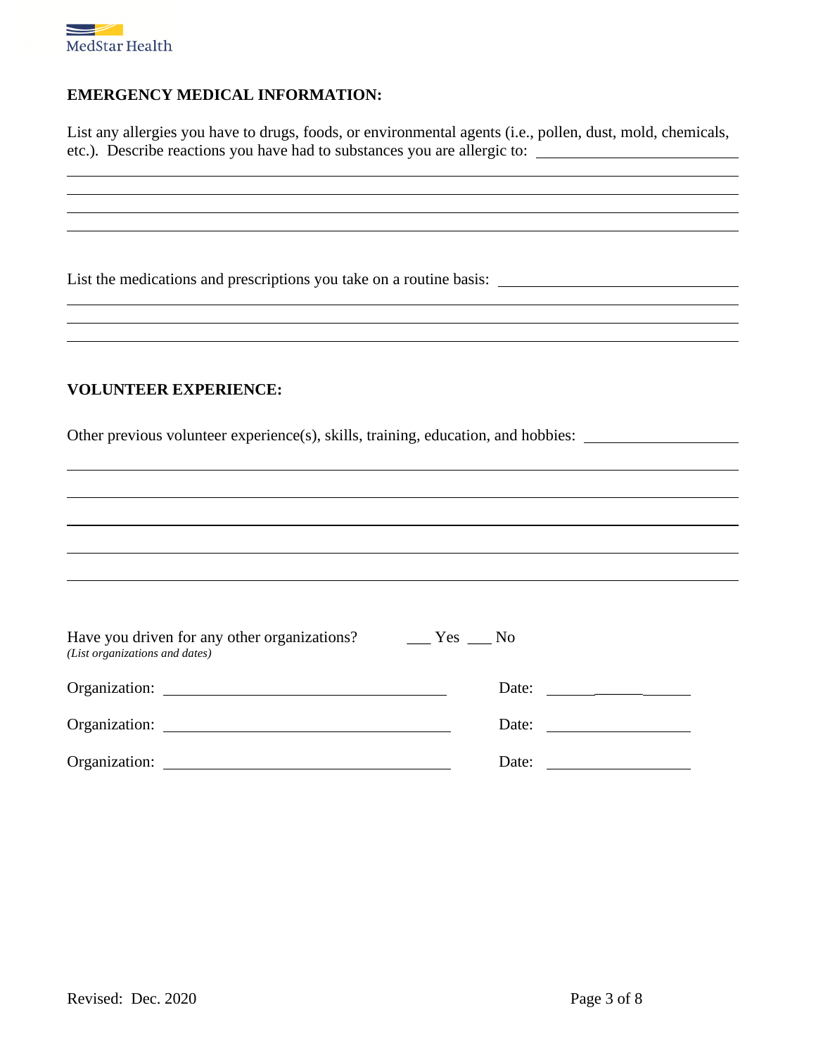**EMERGENCY MEDICAL INFORMATION:**

List any allergies you have to drugs, foods, or environmental agents (i.e., pollen, dust, mold, chemicals, etc.). Describe reactions you have had to substances you are allergic to: ______________________________

______________________________________________________________________________

______________________________________________________________________________

______________________________________________________________________________

______________________________________________________________________________

List the medications and prescriptions you take on a routine basis: ______________________________

______________________________________________________________________________

______________________________________________________________________________

______________________________________________________________________________

**VOLUNTEER EXPERIENCE:**

Other previous volunteer experience(s), skills, training, education, and hobbies: ____________________

______________________________________________________________________________

______________________________________________________________________________

______________________________________________________________________________

______________________________________________________________________________

______________________________________________________________________________

Have you driven for any other organizations? ___ Yes ___ No
*(List organizations and dates)*

Organization: ______________________________ Date: ____________________

Organization: ______________________________ Date: ____________________

Organization: ______________________________ Date: ____________________

Revised: Dec. 2020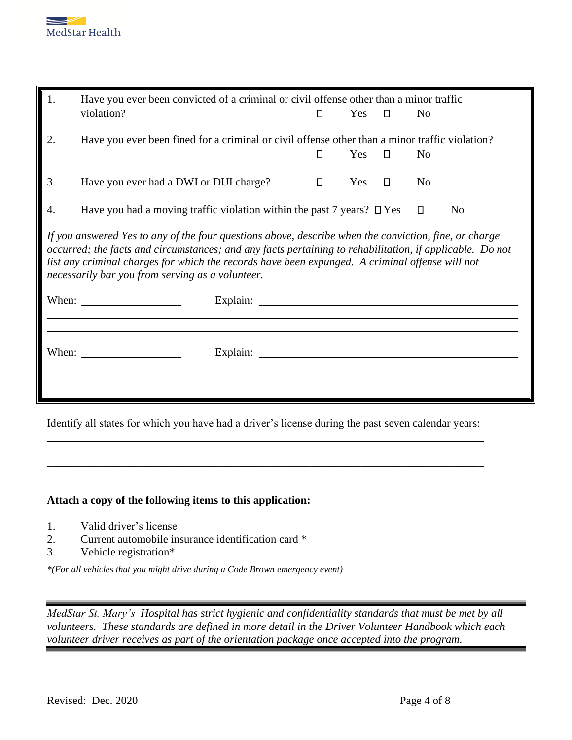1. Have you ever been convicted of a criminal or civil offense other than a minor traffic violation? ☐ Yes ☐ No

2. Have you ever been fined for a criminal or civil offense other than a minor traffic violation? ☐ Yes ☐ No

3. Have you ever had a DWI or DUI charge? ☐ Yes ☐ No

4. Have you had a moving traffic violation within the past 7 years? ☐ Yes ☐ No

*If you answered Yes to any of the four questions above, describe when the conviction, fine, or charge occurred; the facts and circumstances; and any facts pertaining to rehabilitation, if applicable. Do not list any criminal charges for which the records have been expunged. A criminal offense will not necessarily bar you from serving as a volunteer.*

When: ________________ Explain: ________________________________________

______________________________________________________________________

______________________________________________________________________

When: ________________ Explain: ________________________________________

______________________________________________________________________

______________________________________________________________________

Identify all states for which you have had a driver's license during the past seven calendar years:

______________________________________________________________________

______________________________________________________________________

**Attach a copy of the following items to this application:**

1. Valid driver's license
2. Current automobile insurance identification card *
3. Vehicle registration*

*\*(For all vehicles that you might drive during a Code Brown emergency event)*

*MedStar St. Mary's Hospital has strict hygienic and confidentiality standards that must be met by all volunteers. These standards are defined in more detail in the Driver Volunteer Handbook which each volunteer driver receives as part of the orientation package once accepted into the program.*

Revised: Dec. 2020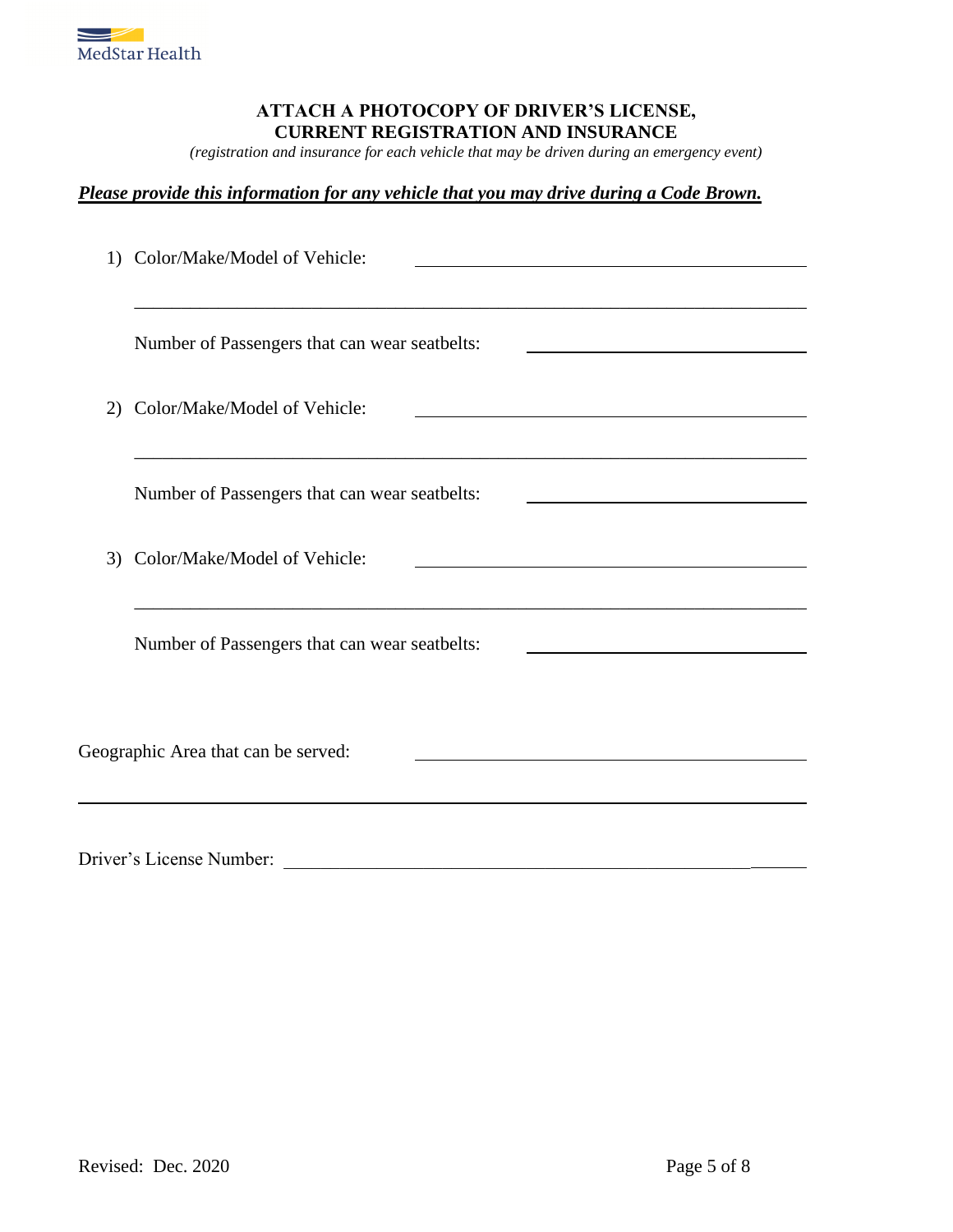**ATTACH A PHOTOCOPY OF DRIVER'S LICENSE,**
**CURRENT REGISTRATION AND INSURANCE**

*(registration and insurance for each vehicle that may be driven during an emergency event)*

***Please provide this information for any vehicle that you may drive during a Code Brown.***

1) Color/Make/Model of Vehicle: ______________________________

______________________________________________________________

Number of Passengers that can wear seatbelts: ____________________

2) Color/Make/Model of Vehicle: ______________________________

______________________________________________________________

Number of Passengers that can wear seatbelts: ____________________

3) Color/Make/Model of Vehicle: ______________________________

______________________________________________________________

Number of Passengers that can wear seatbelts: ____________________

Geographic Area that can be served: ______________________________

______________________________________________________________

Driver's License Number: ____________________________________

Revised: Dec. 2020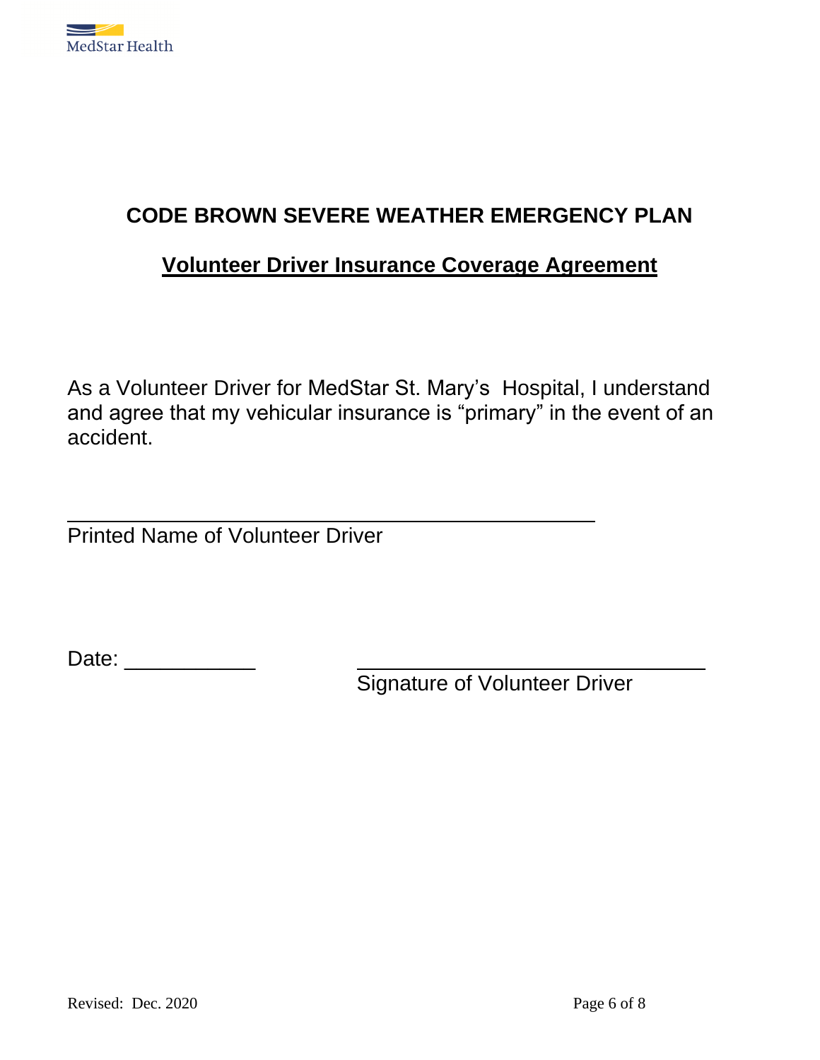# CODE BROWN SEVERE WEATHER EMERGENCY PLAN

## Volunteer Driver Insurance Coverage Agreement

As a Volunteer Driver for MedStar St. Mary's Hospital, I understand and agree that my vehicular insurance is "primary" in the event of an accident.

______________________________________________

Printed Name of Volunteer Driver

Date: ___________ ______________________________

Signature of Volunteer Driver

Revised: Dec. 2020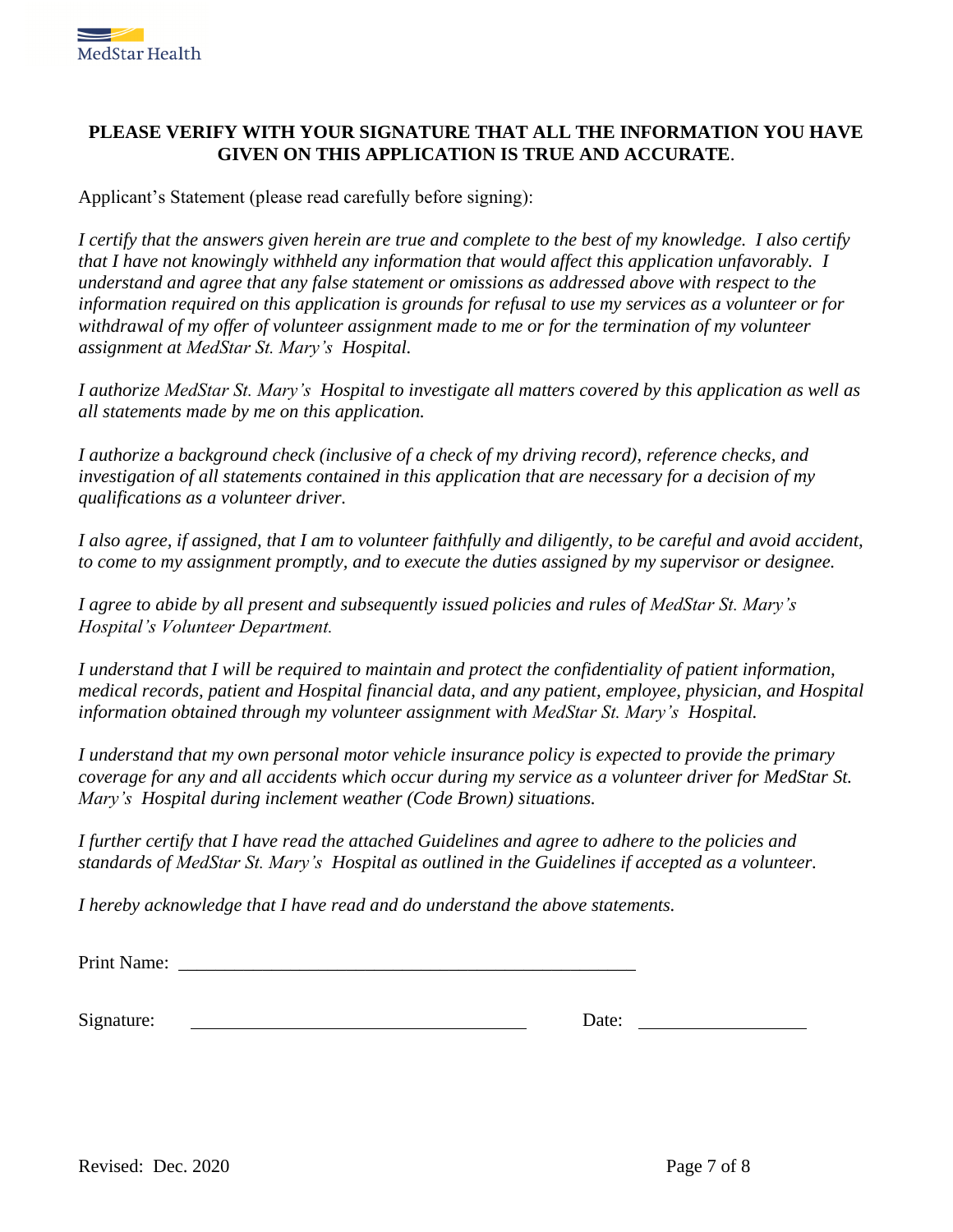**PLEASE VERIFY WITH YOUR SIGNATURE THAT ALL THE INFORMATION YOU HAVE GIVEN ON THIS APPLICATION IS TRUE AND ACCURATE**.

Applicant's Statement (please read carefully before signing):

*I certify that the answers given herein are true and complete to the best of my knowledge. I also certify that I have not knowingly withheld any information that would affect this application unfavorably. I understand and agree that any false statement or omissions as addressed above with respect to the information required on this application is grounds for refusal to use my services as a volunteer or for withdrawal of my offer of volunteer assignment made to me or for the termination of my volunteer assignment at MedStar St. Mary's Hospital.*

*I authorize MedStar St. Mary's Hospital to investigate all matters covered by this application as well as all statements made by me on this application.*

*I authorize a background check (inclusive of a check of my driving record), reference checks, and investigation of all statements contained in this application that are necessary for a decision of my qualifications as a volunteer driver.*

*I also agree, if assigned, that I am to volunteer faithfully and diligently, to be careful and avoid accident, to come to my assignment promptly, and to execute the duties assigned by my supervisor or designee.*

*I agree to abide by all present and subsequently issued policies and rules of MedStar St. Mary's Hospital's Volunteer Department.*

*I understand that I will be required to maintain and protect the confidentiality of patient information, medical records, patient and Hospital financial data, and any patient, employee, physician, and Hospital information obtained through my volunteer assignment with MedStar St. Mary's Hospital.*

*I understand that my own personal motor vehicle insurance policy is expected to provide the primary coverage for any and all accidents which occur during my service as a volunteer driver for MedStar St. Mary's Hospital during inclement weather (Code Brown) situations.*

*I further certify that I have read the attached Guidelines and agree to adhere to the policies and standards of MedStar St. Mary's Hospital as outlined in the Guidelines if accepted as a volunteer.*

*I hereby acknowledge that I have read and do understand the above statements.*

Print Name: ______________________________________________

Signature: ________________________________ Date: ________________

Revised: Dec. 2020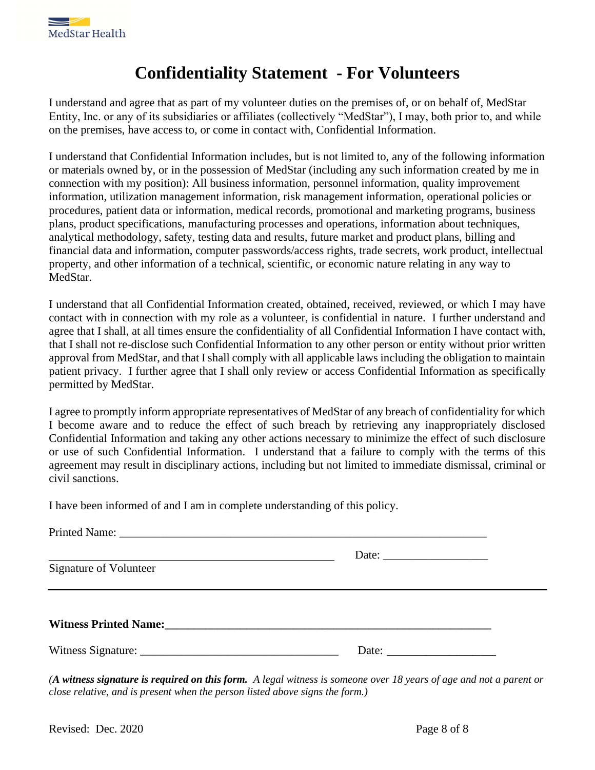# Confidentiality Statement - For Volunteers

I understand and agree that as part of my volunteer duties on the premises of, or on behalf of, MedStar Entity, Inc. or any of its subsidiaries or affiliates (collectively "MedStar"), I may, both prior to, and while on the premises, have access to, or come in contact with, Confidential Information.

I understand that Confidential Information includes, but is not limited to, any of the following information or materials owned by, or in the possession of MedStar (including any such information created by me in connection with my position): All business information, personnel information, quality improvement information, utilization management information, risk management information, operational policies or procedures, patient data or information, medical records, promotional and marketing programs, business plans, product specifications, manufacturing processes and operations, information about techniques, analytical methodology, safety, testing data and results, future market and product plans, billing and financial data and information, computer passwords/access rights, trade secrets, work product, intellectual property, and other information of a technical, scientific, or economic nature relating in any way to MedStar.

I understand that all Confidential Information created, obtained, received, reviewed, or which I may have contact with in connection with my role as a volunteer, is confidential in nature. I further understand and agree that I shall, at all times ensure the confidentiality of all Confidential Information I have contact with, that I shall not re-disclose such Confidential Information to any other person or entity without prior written approval from MedStar, and that I shall comply with all applicable laws including the obligation to maintain patient privacy. I further agree that I shall only review or access Confidential Information as specifically permitted by MedStar.

I agree to promptly inform appropriate representatives of MedStar of any breach of confidentiality for which I become aware and to reduce the effect of such breach by retrieving any inappropriately disclosed Confidential Information and taking any other actions necessary to minimize the effect of such disclosure or use of such Confidential Information. I understand that a failure to comply with the terms of this agreement may result in disciplinary actions, including but not limited to immediate dismissal, criminal or civil sanctions.

I have been informed of and I am in complete understanding of this policy.

Printed Name: ______________________________________________________________

_________________________________________________ Date: __________________

Signature of Volunteer

---

**Witness Printed Name:**________________________________________________________

Witness Signature: __________________________________ Date: __________________

*(**A witness signature is required on this form.** A legal witness is someone over 18 years of age and not a parent or close relative, and is present when the person listed above signs the form.)*

Revised: Dec. 2020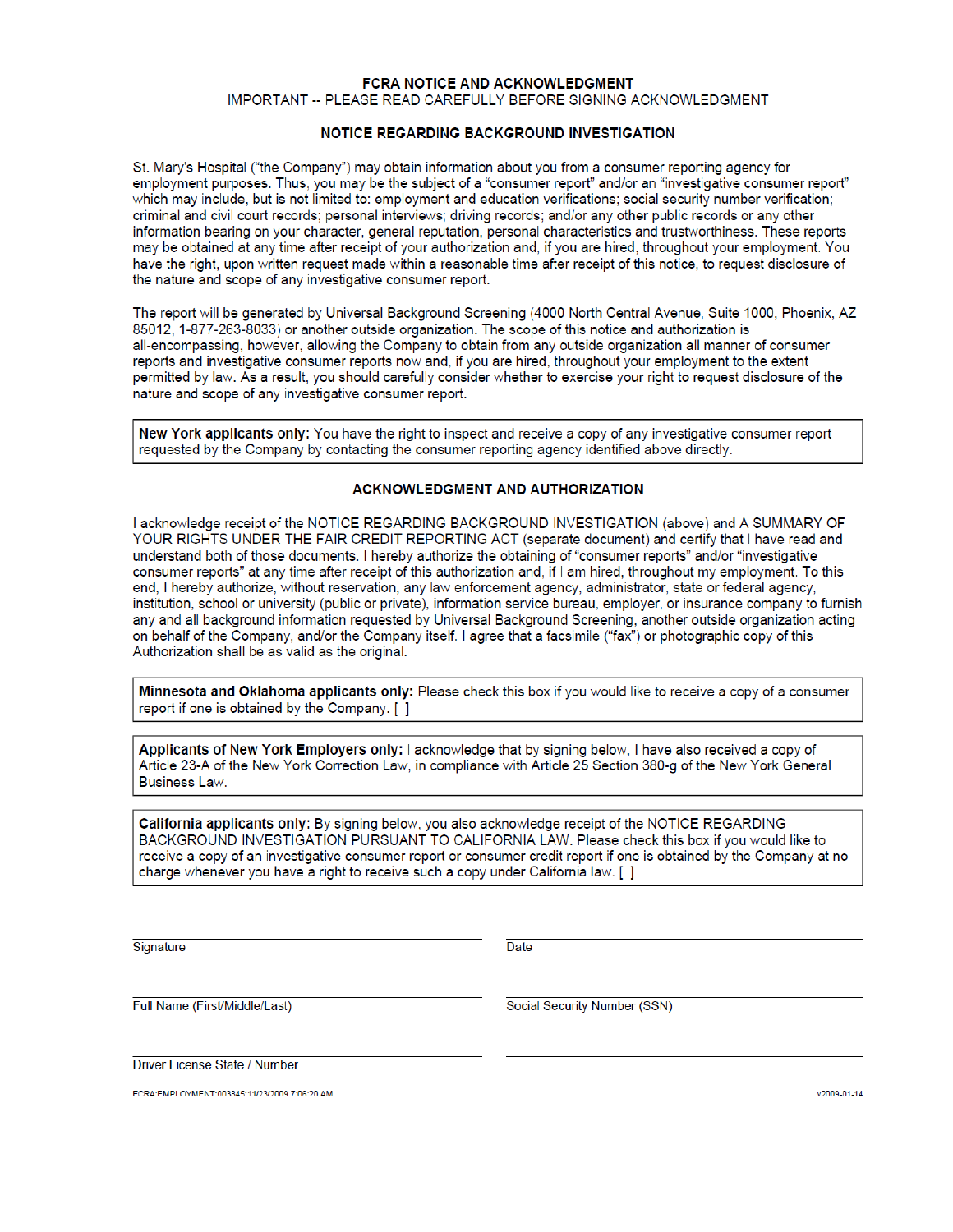# FCRA NOTICE AND ACKNOWLEDGMENT

IMPORTANT -- PLEASE READ CAREFULLY BEFORE SIGNING ACKNOWLEDGMENT

## NOTICE REGARDING BACKGROUND INVESTIGATION

St. Mary's Hospital ("the Company") may obtain information about you from a consumer reporting agency for employment purposes. Thus, you may be the subject of a "consumer report" and/or an "investigative consumer report" which may include, but is not limited to: employment and education verifications; social security number verification; criminal and civil court records; personal interviews; driving records; and/or any other public records or any other information bearing on your character, general reputation, personal characteristics and trustworthiness. These reports may be obtained at any time after receipt of your authorization and, if you are hired, throughout your employment. You have the right, upon written request made within a reasonable time after receipt of this notice, to request disclosure of the nature and scope of any investigative consumer report.

The report will be generated by Universal Background Screening (4000 North Central Avenue, Suite 1000, Phoenix, AZ 85012, 1-877-263-8033) or another outside organization. The scope of this notice and authorization is all-encompassing, however, allowing the Company to obtain from any outside organization all manner of consumer reports and investigative consumer reports now and, if you are hired, throughout your employment to the extent permitted by law. As a result, you should carefully consider whether to exercise your right to request disclosure of the nature and scope of any investigative consumer report.

**New York applicants only:** You have the right to inspect and receive a copy of any investigative consumer report requested by the Company by contacting the consumer reporting agency identified above directly.

## ACKNOWLEDGMENT AND AUTHORIZATION

I acknowledge receipt of the NOTICE REGARDING BACKGROUND INVESTIGATION (above) and A SUMMARY OF YOUR RIGHTS UNDER THE FAIR CREDIT REPORTING ACT (separate document) and certify that I have read and understand both of those documents. I hereby authorize the obtaining of "consumer reports" and/or "investigative consumer reports" at any time after receipt of this authorization and, if I am hired, throughout my employment. To this end, I hereby authorize, without reservation, any law enforcement agency, administrator, state or federal agency, institution, school or university (public or private), information service bureau, employer, or insurance company to furnish any and all background information requested by Universal Background Screening, another outside organization acting on behalf of the Company, and/or the Company itself. I agree that a facsimile ("fax") or photographic copy of this Authorization shall be as valid as the original.

**Minnesota and Oklahoma applicants only:** Please check this box if you would like to receive a copy of a consumer report if one is obtained by the Company. [ ]

**Applicants of New York Employers only:** I acknowledge that by signing below, I have also received a copy of Article 23-A of the New York Correction Law, in compliance with Article 25 Section 380-g of the New York General Business Law.

**California applicants only:** By signing below, you also acknowledge receipt of the NOTICE REGARDING BACKGROUND INVESTIGATION PURSUANT TO CALIFORNIA LAW. Please check this box if you would like to receive a copy of an investigative consumer report or consumer credit report if one is obtained by the Company at no charge whenever you have a right to receive such a copy under California law. [ ]

Signature ______________________ Date ______________________

Full Name (First/Middle/Last) ______________________ Social Security Number (SSN) ______________________

Driver License State / Number ______________________

FCRA:EMPLOYMENT:003845:11/23/2009 7:06:20 AM v2009-01-14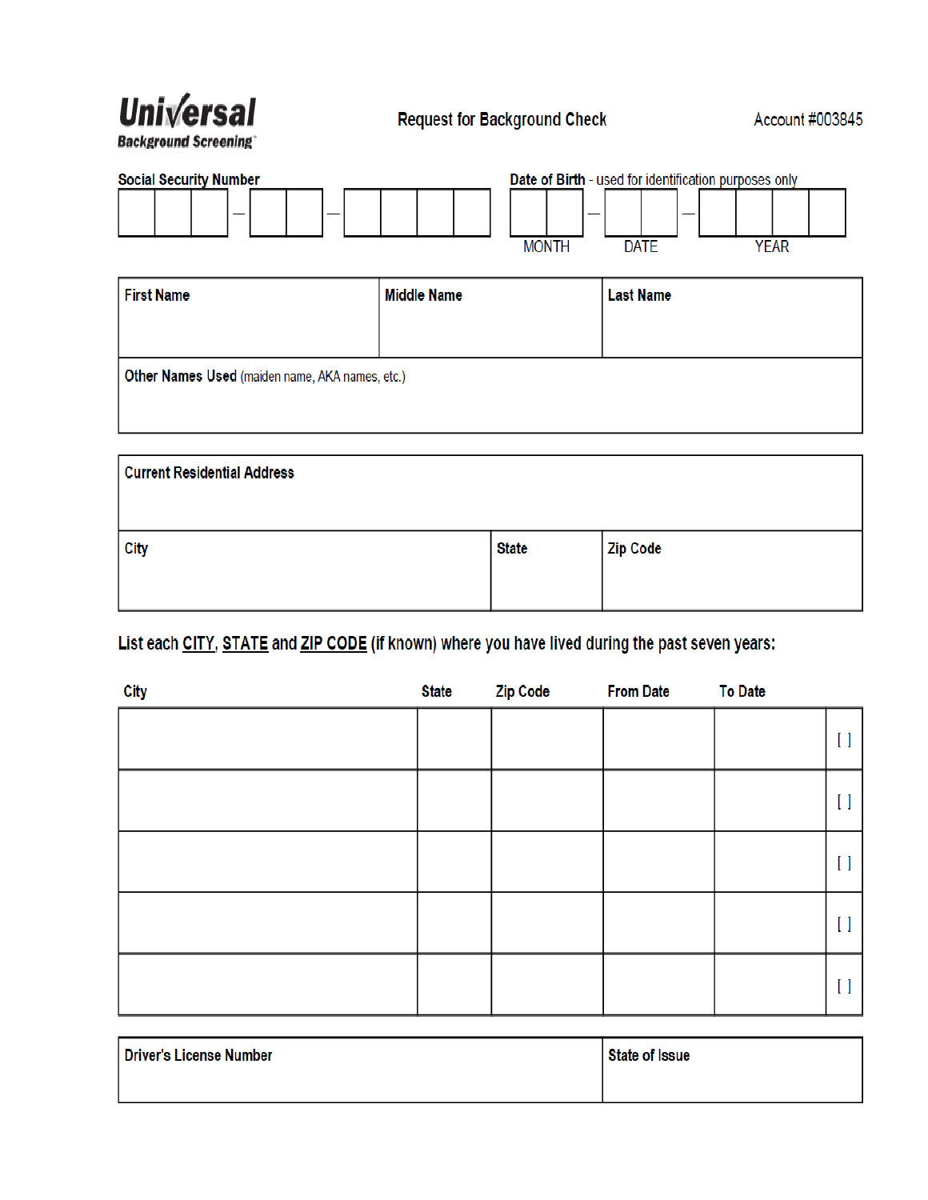**Universal**
**Background Screening**

Request for Background Check

Account #003845

**Social Security Number**

| | | | | | | | | | | |
|---|---|---|---|---|---|---|---|---|---|---|
| | | | — | | | — | | | | |

**Date of Birth** - used for identification purposes only

| | | | | | | | | | |
|---|---|---|---|---|---|---|---|---|---|
| | | — | | | — | | | | |
| MONTH | | | DATE | | | YEAR | | | |

| First Name | Middle Name | Last Name |
|---|---|---|
| | | |
| Other Names Used (maiden name, AKA names, etc.) | | |

| Current Residential Address | | |
|---|---|---|
| | | |
| City | State | Zip Code |

List each <u>CITY</u>, <u>STATE</u> and <u>ZIP CODE</u> (if known) where you have lived during the past seven years:

| City | State | Zip Code | From Date | To Date | |
|---|---|---|---|---|---|
| | | | | | [ ] |
| | | | | | [ ] |
| | | | | | [ ] |
| | | | | | [ ] |
| | | | | | [ ] |

| Driver's License Number | State of Issue |
|---|---|
| | |